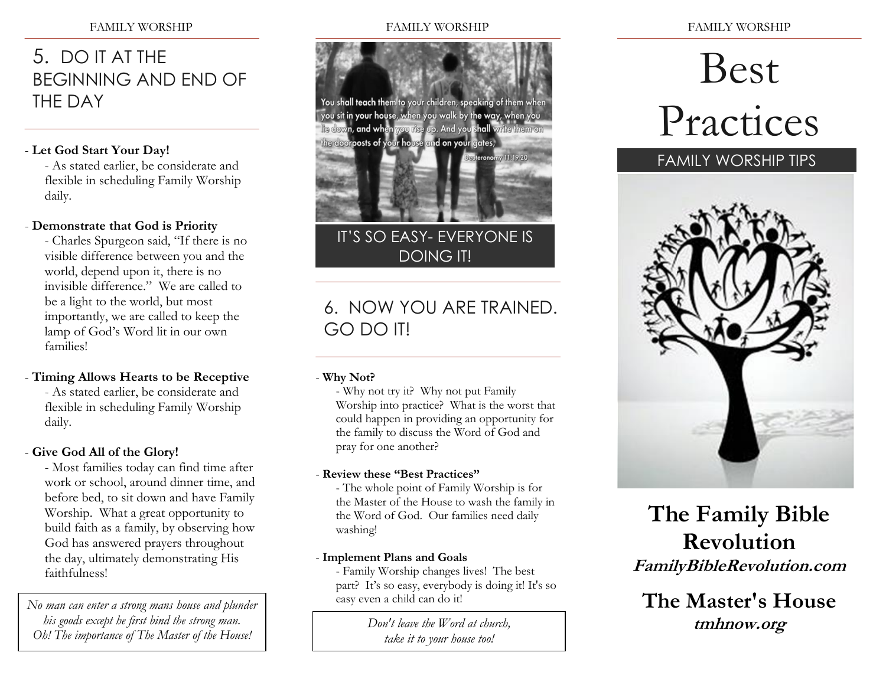## 5. DO IT AT THE BEGINNING AND END OF THE DAY

- **Let God Start Your Day!**
  - As stated earlier, be considerate and flexible in scheduling Family Worship daily.

- **Demonstrate that God is Priority**
  - Charles Spurgeon said, "If there is no visible difference between you and the world, depend upon it, there is no invisible difference." We are called to be a light to the world, but most importantly, we are called to keep the lamp of God's Word lit in our own families!

- **Timing Allows Hearts to be Receptive**
  - As stated earlier, be considerate and flexible in scheduling Family Worship daily.

- **Give God All of the Glory!**
  - Most families today can find time after work or school, around dinner time, and before bed, to sit down and have Family Worship. What a great opportunity to build faith as a family, by observing how God has answered prayers throughout the day, ultimately demonstrating His faithfulness!

*No man can enter a strong mans house and plunder his goods except he first bind the strong man. Oh! The importance of The Master of the House!*

You shall teach them to your children, speaking of them when you sit in your house, when you walk by the way, when you lie down, and when you rise up. And you shall write them on the doorposts of your house and on your gates, Deuteronomy 11:19-20

IT'S SO EASY- EVERYONE IS DOING IT!

## 6. NOW YOU ARE TRAINED. GO DO IT!

- **Why Not?**
  - Why not try it? Why not put Family Worship into practice? What is the worst that could happen in providing an opportunity for the family to discuss the Word of God and pray for one another?

- **Review these "Best Practices"**
  - The whole point of Family Worship is for the Master of the House to wash the family in the Word of God. Our families need daily washing!

- **Implement Plans and Goals**
  - Family Worship changes lives! The best part? It's so easy, everybody is doing it! It's so easy even a child can do it!

*Don't leave the Word at church, take it to your house too!*

# Best Practices

FAMILY WORSHIP TIPS

**The Family Bible Revolution**

***FamilyBibleRevolution.com***

**The Master's House**

***tmhnow.org***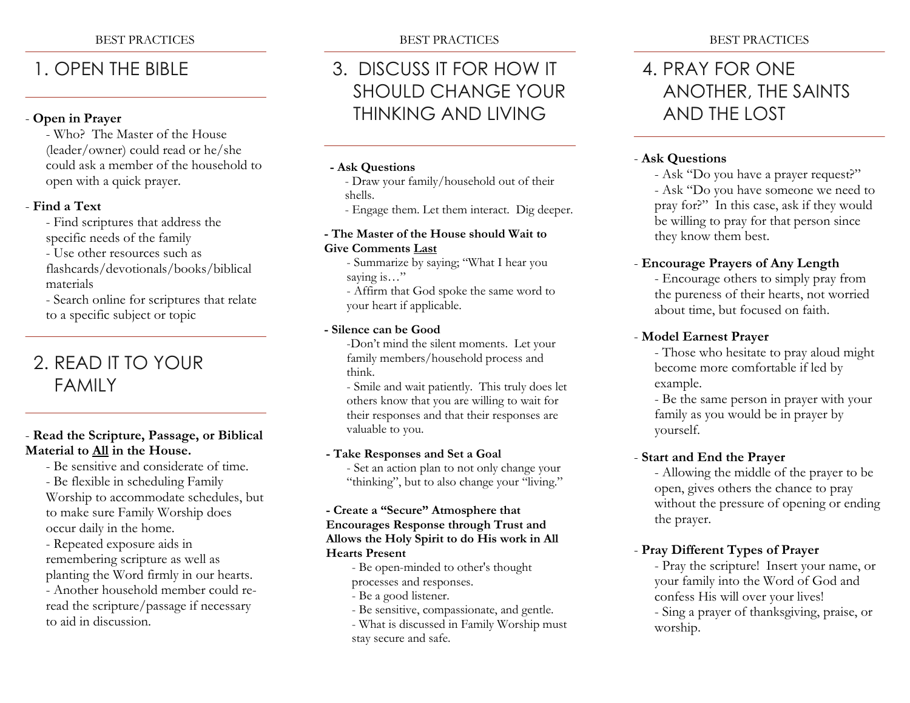## 1. OPEN THE BIBLE

- **Open in Prayer**
  - Who? The Master of the House (leader/owner) could read or he/she could ask a member of the household to open with a quick prayer.
- **Find a Text**
  - Find scriptures that address the specific needs of the family
  - Use other resources such as flashcards/devotionals/books/biblical materials
  - Search online for scriptures that relate to a specific subject or topic

## 2. READ IT TO YOUR FAMILY

- **Read the Scripture, Passage, or Biblical Material to <u>All</u> in the House.**
  - Be sensitive and considerate of time.
  - Be flexible in scheduling Family Worship to accommodate schedules, but to make sure Family Worship does occur daily in the home.
  - Repeated exposure aids in remembering scripture as well as planting the Word firmly in our hearts.
  - Another household member could re-read the scripture/passage if necessary to aid in discussion.

## 3. DISCUSS IT FOR HOW IT SHOULD CHANGE YOUR THINKING AND LIVING

- **Ask Questions**
  - Draw your family/household out of their shells.
  - Engage them. Let them interact. Dig deeper.
- **The Master of the House should Wait to Give Comments <u>Last</u>**
  - Summarize by saying; "What I hear you saying is…"
  - Affirm that God spoke the same word to your heart if applicable.
- **Silence can be Good**
  - Don't mind the silent moments. Let your family members/household process and think.
  - Smile and wait patiently. This truly does let others know that you are willing to wait for their responses and that their responses are valuable to you.
- **Take Responses and Set a Goal**
  - Set an action plan to not only change your "thinking", but to also change your "living."
- **Create a "Secure" Atmosphere that Encourages Response through Trust and Allows the Holy Spirit to do His work in All Hearts Present**
  - Be open-minded to other's thought processes and responses.
  - Be a good listener.
  - Be sensitive, compassionate, and gentle.
  - What is discussed in Family Worship must stay secure and safe.

## 4. PRAY FOR ONE ANOTHER, THE SAINTS AND THE LOST

- **Ask Questions**
  - Ask "Do you have a prayer request?"
  - Ask "Do you have someone we need to pray for?" In this case, ask if they would be willing to pray for that person since they know them best.
- **Encourage Prayers of Any Length**
  - Encourage others to simply pray from the pureness of their hearts, not worried about time, but focused on faith.
- **Model Earnest Prayer**
  - Those who hesitate to pray aloud might become more comfortable if led by example.
  - Be the same person in prayer with your family as you would be in prayer by yourself.
- **Start and End the Prayer**
  - Allowing the middle of the prayer to be open, gives others the chance to pray without the pressure of opening or ending the prayer.
- **Pray Different Types of Prayer**
  - Pray the scripture! Insert your name, or your family into the Word of God and confess His will over your lives!
  - Sing a prayer of thanksgiving, praise, or worship.